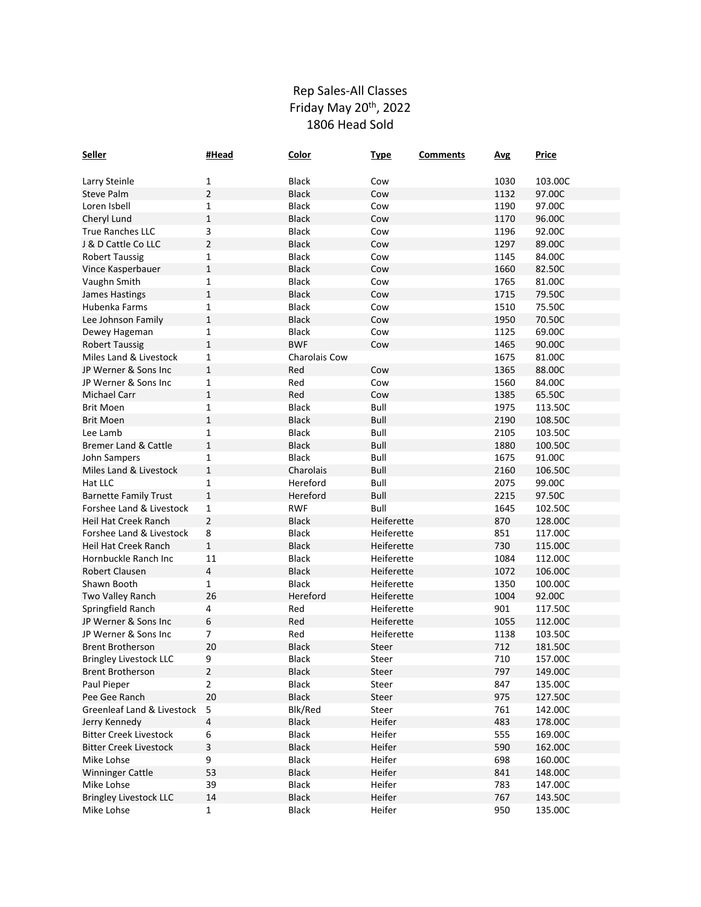# Rep Sales-All Classes
## Friday May 20th, 2022
## 1806 Head Sold

| Seller | #Head | Color | Type | Comments | Avg | Price |
|---|---|---|---|---|---|---|
| Larry Steinle | 1 | Black | Cow | | 1030 | 103.00C |
| Steve Palm | 2 | Black | Cow | | 1132 | 97.00C |
| Loren Isbell | 1 | Black | Cow | | 1190 | 97.00C |
| Cheryl Lund | 1 | Black | Cow | | 1170 | 96.00C |
| True Ranches LLC | 3 | Black | Cow | | 1196 | 92.00C |
| J & D Cattle Co LLC | 2 | Black | Cow | | 1297 | 89.00C |
| Robert Taussig | 1 | Black | Cow | | 1145 | 84.00C |
| Vince Kasperbauer | 1 | Black | Cow | | 1660 | 82.50C |
| Vaughn Smith | 1 | Black | Cow | | 1765 | 81.00C |
| James Hastings | 1 | Black | Cow | | 1715 | 79.50C |
| Hubenka Farms | 1 | Black | Cow | | 1510 | 75.50C |
| Lee Johnson Family | 1 | Black | Cow | | 1950 | 70.50C |
| Dewey Hageman | 1 | Black | Cow | | 1125 | 69.00C |
| Robert Taussig | 1 | BWF | Cow | | 1465 | 90.00C |
| Miles Land & Livestock | 1 | Charolais Cow | | | 1675 | 81.00C |
| JP Werner & Sons Inc | 1 | Red | Cow | | 1365 | 88.00C |
| JP Werner & Sons Inc | 1 | Red | Cow | | 1560 | 84.00C |
| Michael Carr | 1 | Red | Cow | | 1385 | 65.50C |
| Brit Moen | 1 | Black | Bull | | 1975 | 113.50C |
| Brit Moen | 1 | Black | Bull | | 2190 | 108.50C |
| Lee Lamb | 1 | Black | Bull | | 2105 | 103.50C |
| Bremer Land & Cattle | 1 | Black | Bull | | 1880 | 100.50C |
| John Sampers | 1 | Black | Bull | | 1675 | 91.00C |
| Miles Land & Livestock | 1 | Charolais | Bull | | 2160 | 106.50C |
| Hat LLC | 1 | Hereford | Bull | | 2075 | 99.00C |
| Barnette Family Trust | 1 | Hereford | Bull | | 2215 | 97.50C |
| Forshee Land & Livestock | 1 | RWF | Bull | | 1645 | 102.50C |
| Heil Hat Creek Ranch | 2 | Black | Heiferette | | 870 | 128.00C |
| Forshee Land & Livestock | 8 | Black | Heiferette | | 851 | 117.00C |
| Heil Hat Creek Ranch | 1 | Black | Heiferette | | 730 | 115.00C |
| Hornbuckle Ranch Inc | 11 | Black | Heiferette | | 1084 | 112.00C |
| Robert Clausen | 4 | Black | Heiferette | | 1072 | 106.00C |
| Shawn Booth | 1 | Black | Heiferette | | 1350 | 100.00C |
| Two Valley Ranch | 26 | Hereford | Heiferette | | 1004 | 92.00C |
| Springfield Ranch | 4 | Red | Heiferette | | 901 | 117.50C |
| JP Werner & Sons Inc | 6 | Red | Heiferette | | 1055 | 112.00C |
| JP Werner & Sons Inc | 7 | Red | Heiferette | | 1138 | 103.50C |
| Brent Brotherson | 20 | Black | Steer | | 712 | 181.50C |
| Bringley Livestock LLC | 9 | Black | Steer | | 710 | 157.00C |
| Brent Brotherson | 2 | Black | Steer | | 797 | 149.00C |
| Paul Pieper | 2 | Black | Steer | | 847 | 135.00C |
| Pee Gee Ranch | 20 | Black | Steer | | 975 | 127.50C |
| Greenleaf Land & Livestock | 5 | Blk/Red | Steer | | 761 | 142.00C |
| Jerry Kennedy | 4 | Black | Heifer | | 483 | 178.00C |
| Bitter Creek Livestock | 6 | Black | Heifer | | 555 | 169.00C |
| Bitter Creek Livestock | 3 | Black | Heifer | | 590 | 162.00C |
| Mike Lohse | 9 | Black | Heifer | | 698 | 160.00C |
| Winninger Cattle | 53 | Black | Heifer | | 841 | 148.00C |
| Mike Lohse | 39 | Black | Heifer | | 783 | 147.00C |
| Bringley Livestock LLC | 14 | Black | Heifer | | 767 | 143.50C |
| Mike Lohse | 1 | Black | Heifer | | 950 | 135.00C |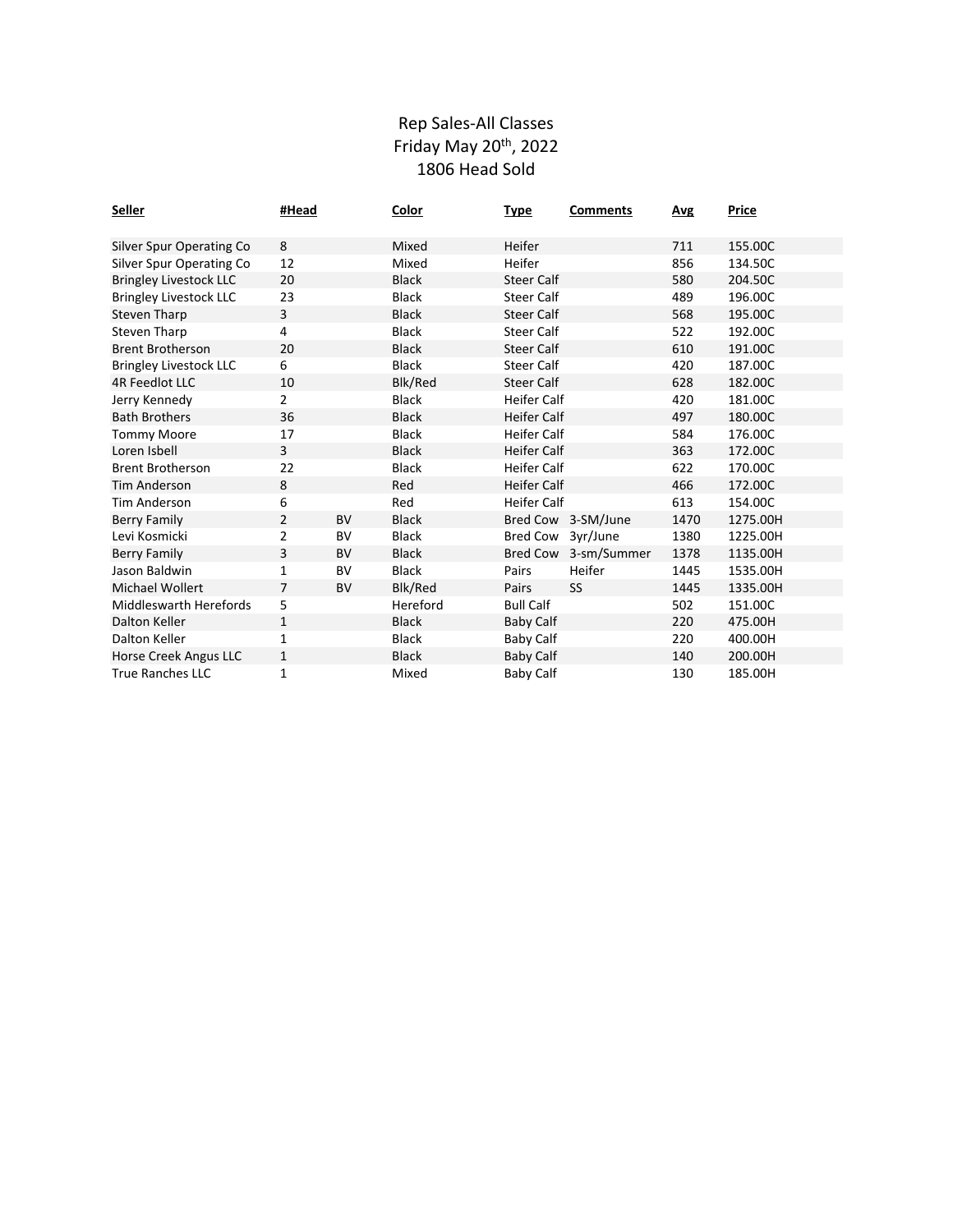Rep Sales-All Classes
Friday May 20th, 2022
1806 Head Sold

| Seller | #Head | | Color | Type | Comments | Avg | Price |
|---|---|---|---|---|---|---|---|
| Silver Spur Operating Co | 8 | | Mixed | Heifer | | 711 | 155.00C |
| Silver Spur Operating Co | 12 | | Mixed | Heifer | | 856 | 134.50C |
| Bringley Livestock LLC | 20 | | Black | Steer Calf | | 580 | 204.50C |
| Bringley Livestock LLC | 23 | | Black | Steer Calf | | 489 | 196.00C |
| Steven Tharp | 3 | | Black | Steer Calf | | 568 | 195.00C |
| Steven Tharp | 4 | | Black | Steer Calf | | 522 | 192.00C |
| Brent Brotherson | 20 | | Black | Steer Calf | | 610 | 191.00C |
| Bringley Livestock LLC | 6 | | Black | Steer Calf | | 420 | 187.00C |
| 4R Feedlot LLC | 10 | | Blk/Red | Steer Calf | | 628 | 182.00C |
| Jerry Kennedy | 2 | | Black | Heifer Calf | | 420 | 181.00C |
| Bath Brothers | 36 | | Black | Heifer Calf | | 497 | 180.00C |
| Tommy Moore | 17 | | Black | Heifer Calf | | 584 | 176.00C |
| Loren Isbell | 3 | | Black | Heifer Calf | | 363 | 172.00C |
| Brent Brotherson | 22 | | Black | Heifer Calf | | 622 | 170.00C |
| Tim Anderson | 8 | | Red | Heifer Calf | | 466 | 172.00C |
| Tim Anderson | 6 | | Red | Heifer Calf | | 613 | 154.00C |
| Berry Family | 2 | BV | Black | Bred Cow | 3-SM/June | 1470 | 1275.00H |
| Levi Kosmicki | 2 | BV | Black | Bred Cow | 3yr/June | 1380 | 1225.00H |
| Berry Family | 3 | BV | Black | Bred Cow | 3-sm/Summer | 1378 | 1135.00H |
| Jason Baldwin | 1 | BV | Black | Pairs | Heifer | 1445 | 1535.00H |
| Michael Wollert | 7 | BV | Blk/Red | Pairs | SS | 1445 | 1335.00H |
| Middleswarth Herefords | 5 | | Hereford | Bull Calf | | 502 | 151.00C |
| Dalton Keller | 1 | | Black | Baby Calf | | 220 | 475.00H |
| Dalton Keller | 1 | | Black | Baby Calf | | 220 | 400.00H |
| Horse Creek Angus LLC | 1 | | Black | Baby Calf | | 140 | 200.00H |
| True Ranches LLC | 1 | | Mixed | Baby Calf | | 130 | 185.00H |